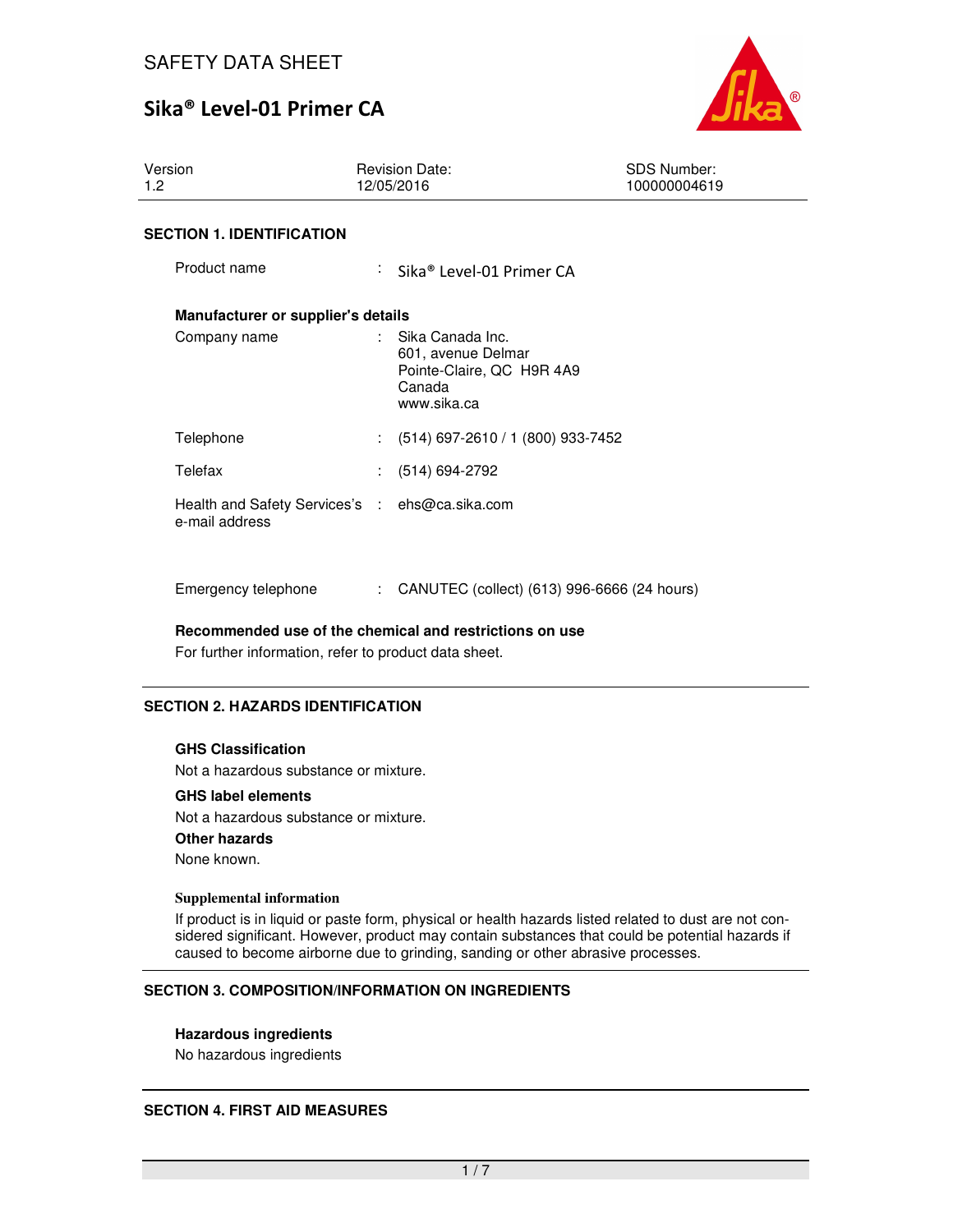# SAFETY DATA SHEET

# Sika® Level-01 Primer CA

| Version | Revision Date: | SDS Number: |
|---|---|---|
| 1.2 | 12/05/2016 | 100000004619 |

## SECTION 1. IDENTIFICATION

Product name : Sika® Level-01 Primer CA

**Manufacturer or supplier's details**

Company name : Sika Canada Inc.
601, avenue Delmar
Pointe-Claire, QC H9R 4A9
Canada
www.sika.ca

Telephone : (514) 697-2610 / 1 (800) 933-7452

Telefax : (514) 694-2792

Health and Safety Services's e-mail address : ehs@ca.sika.com

Emergency telephone : CANUTEC (collect) (613) 996-6666 (24 hours)

**Recommended use of the chemical and restrictions on use**

For further information, refer to product data sheet.

## SECTION 2. HAZARDS IDENTIFICATION

**GHS Classification**

Not a hazardous substance or mixture.

**GHS label elements**

Not a hazardous substance or mixture.

**Other hazards**

None known.

**Supplemental information**

If product is in liquid or paste form, physical or health hazards listed related to dust are not considered significant. However, product may contain substances that could be potential hazards if caused to become airborne due to grinding, sanding or other abrasive processes.

## SECTION 3. COMPOSITION/INFORMATION ON INGREDIENTS

**Hazardous ingredients**

No hazardous ingredients

## SECTION 4. FIRST AID MEASURES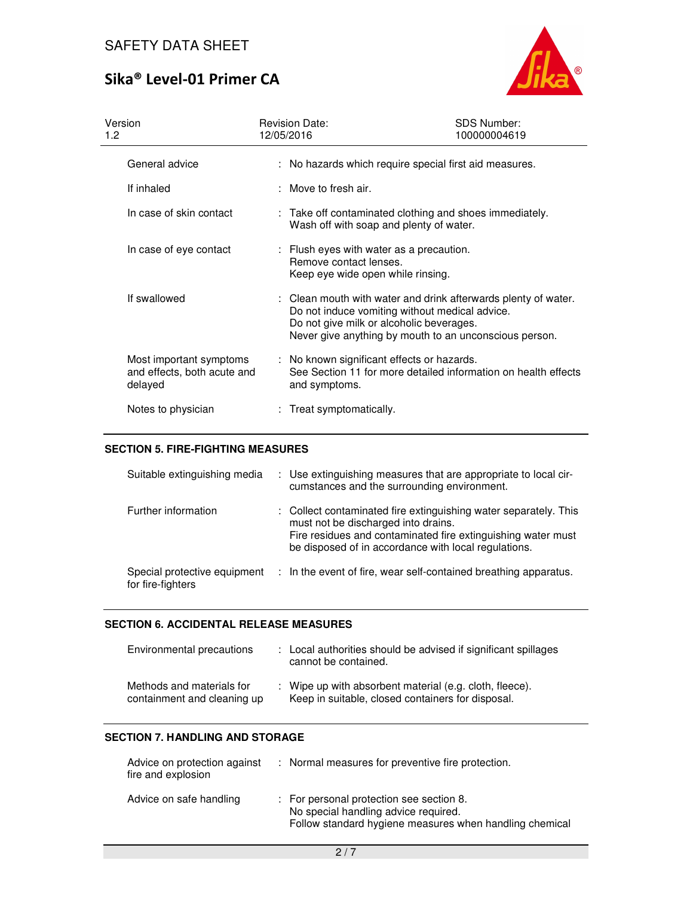| | |
|---|---|
| General advice | : No hazards which require special first aid measures. |
| If inhaled | : Move to fresh air. |
| In case of skin contact | : Take off contaminated clothing and shoes immediately. Wash off with soap and plenty of water. |
| In case of eye contact | : Flush eyes with water as a precaution. Remove contact lenses. Keep eye wide open while rinsing. |
| If swallowed | : Clean mouth with water and drink afterwards plenty of water. Do not induce vomiting without medical advice. Do not give milk or alcoholic beverages. Never give anything by mouth to an unconscious person. |
| Most important symptoms and effects, both acute and delayed | : No known significant effects or hazards. See Section 11 for more detailed information on health effects and symptoms. |
| Notes to physician | : Treat symptomatically. |

## SECTION 5. FIRE-FIGHTING MEASURES

| | |
|---|---|
| Suitable extinguishing media | : Use extinguishing measures that are appropriate to local circumstances and the surrounding environment. |
| Further information | : Collect contaminated fire extinguishing water separately. This must not be discharged into drains. Fire residues and contaminated fire extinguishing water must be disposed of in accordance with local regulations. |
| Special protective equipment for fire-fighters | : In the event of fire, wear self-contained breathing apparatus. |

## SECTION 6. ACCIDENTAL RELEASE MEASURES

| | |
|---|---|
| Environmental precautions | : Local authorities should be advised if significant spillages cannot be contained. |
| Methods and materials for containment and cleaning up | : Wipe up with absorbent material (e.g. cloth, fleece). Keep in suitable, closed containers for disposal. |

## SECTION 7. HANDLING AND STORAGE

| | |
|---|---|
| Advice on protection against fire and explosion | : Normal measures for preventive fire protection. |
| Advice on safe handling | : For personal protection see section 8. No special handling advice required. Follow standard hygiene measures when handling chemical |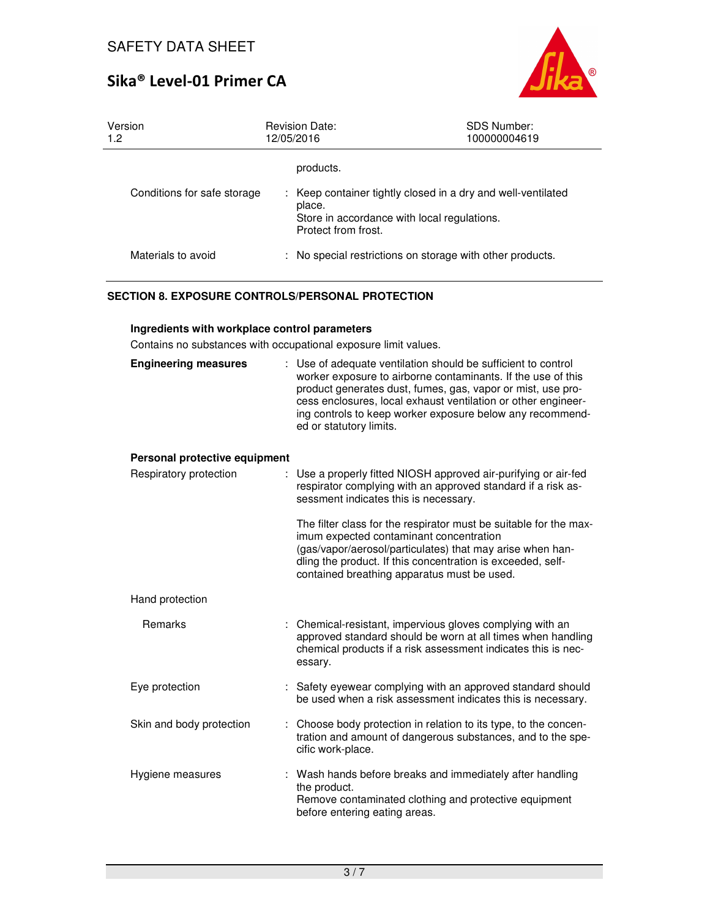products.

| | |
|---|---|
| Conditions for safe storage | : Keep container tightly closed in a dry and well-ventilated place. Store in accordance with local regulations. Protect from frost. |
| Materials to avoid | : No special restrictions on storage with other products. |

## SECTION 8. EXPOSURE CONTROLS/PERSONAL PROTECTION

**Ingredients with workplace control parameters**

Contains no substances with occupational exposure limit values.

**Engineering measures** : Use of adequate ventilation should be sufficient to control worker exposure to airborne contaminants. If the use of this product generates dust, fumes, gas, vapor or mist, use process enclosures, local exhaust ventilation or other engineering controls to keep worker exposure below any recommended or statutory limits.

**Personal protective equipment**

Respiratory protection : Use a properly fitted NIOSH approved air-purifying or air-fed respirator complying with an approved standard if a risk assessment indicates this is necessary.

The filter class for the respirator must be suitable for the maximum expected contaminant concentration (gas/vapor/aerosol/particulates) that may arise when handling the product. If this concentration is exceeded, self-contained breathing apparatus must be used.

Hand protection

Remarks : Chemical-resistant, impervious gloves complying with an approved standard should be worn at all times when handling chemical products if a risk assessment indicates this is necessary.

Eye protection : Safety eyewear complying with an approved standard should be used when a risk assessment indicates this is necessary.

Skin and body protection : Choose body protection in relation to its type, to the concentration and amount of dangerous substances, and to the specific work-place.

Hygiene measures : Wash hands before breaks and immediately after handling the product.
Remove contaminated clothing and protective equipment before entering eating areas.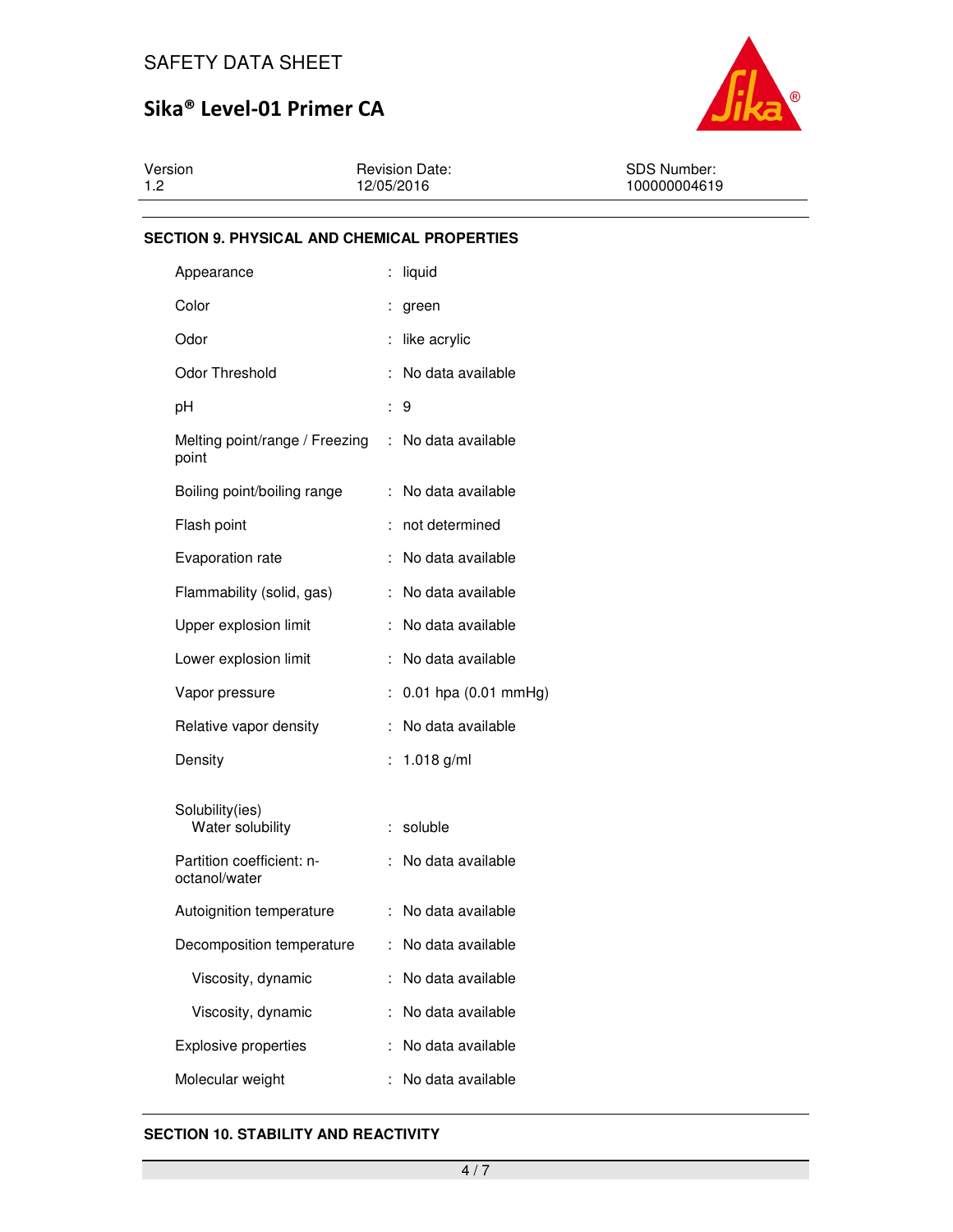## SECTION 9. PHYSICAL AND CHEMICAL PROPERTIES

| Property | Value |
|---|---|
| Appearance | liquid |
| Color | green |
| Odor | like acrylic |
| Odor Threshold | No data available |
| pH | 9 |
| Melting point/range / Freezing point | No data available |
| Boiling point/boiling range | No data available |
| Flash point | not determined |
| Evaporation rate | No data available |
| Flammability (solid, gas) | No data available |
| Upper explosion limit | No data available |
| Lower explosion limit | No data available |
| Vapor pressure | 0.01 hpa (0.01 mmHg) |
| Relative vapor density | No data available |
| Density | 1.018 g/ml |
| Solubility(ies) Water solubility | soluble |
| Partition coefficient: n-octanol/water | No data available |
| Autoignition temperature | No data available |
| Decomposition temperature | No data available |
| Viscosity, dynamic | No data available |
| Viscosity, dynamic | No data available |
| Explosive properties | No data available |
| Molecular weight | No data available |

## SECTION 10. STABILITY AND REACTIVITY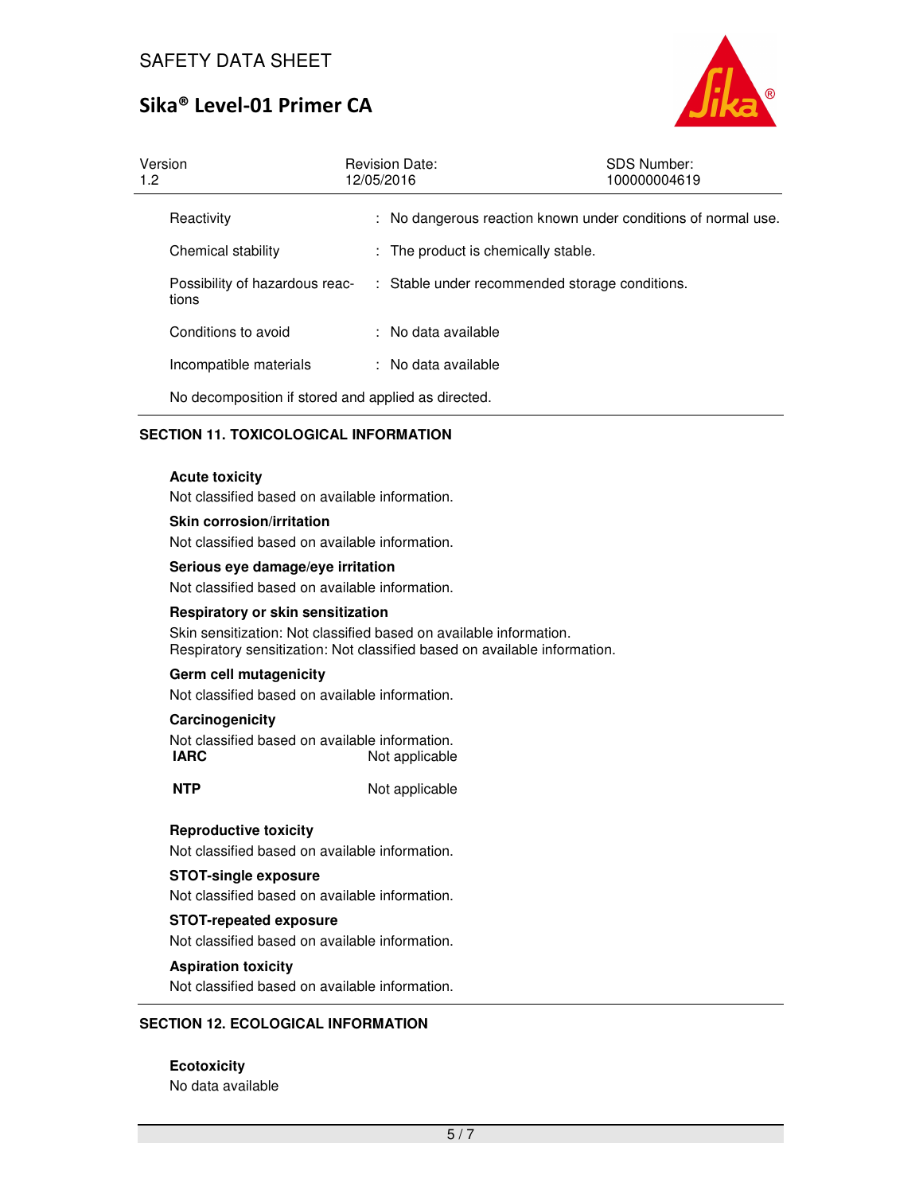| | |
|---|---|
| Reactivity | : No dangerous reaction known under conditions of normal use. |
| Chemical stability | : The product is chemically stable. |
| Possibility of hazardous reactions | : Stable under recommended storage conditions. |
| Conditions to avoid | : No data available |
| Incompatible materials | : No data available |

No decomposition if stored and applied as directed.

## SECTION 11. TOXICOLOGICAL INFORMATION

**Acute toxicity**

Not classified based on available information.

**Skin corrosion/irritation**

Not classified based on available information.

**Serious eye damage/eye irritation**

Not classified based on available information.

**Respiratory or skin sensitization**

Skin sensitization: Not classified based on available information.
Respiratory sensitization: Not classified based on available information.

**Germ cell mutagenicity**

Not classified based on available information.

**Carcinogenicity**

Not classified based on available information.

| | |
|---|---|
| **IARC** | Not applicable |
| **NTP** | Not applicable |

**Reproductive toxicity**

Not classified based on available information.

**STOT-single exposure**

Not classified based on available information.

**STOT-repeated exposure**

Not classified based on available information.

**Aspiration toxicity**

Not classified based on available information.

## SECTION 12. ECOLOGICAL INFORMATION

**Ecotoxicity**

No data available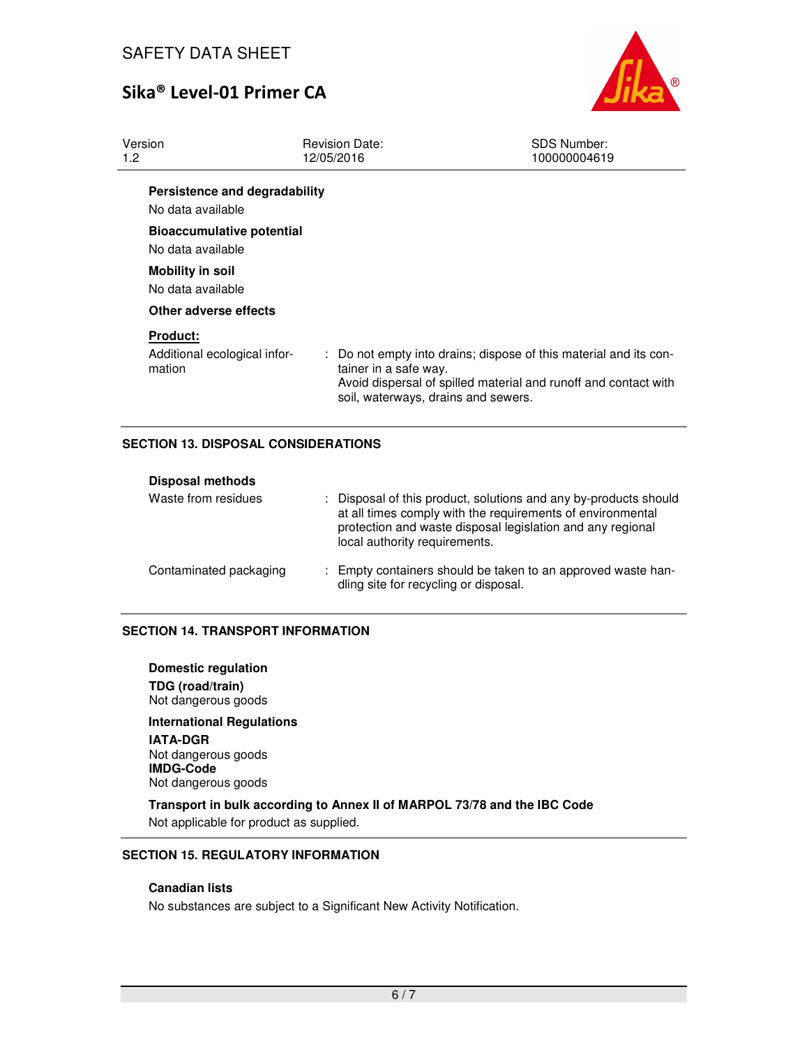**Persistence and degradability**

No data available

**Bioaccumulative potential**

No data available

**Mobility in soil**

No data available

**Other adverse effects**

**Product:**

Additional ecological information : Do not empty into drains; dispose of this material and its container in a safe way.
Avoid dispersal of spilled material and runoff and contact with soil, waterways, drains and sewers.

## SECTION 13. DISPOSAL CONSIDERATIONS

**Disposal methods**

Waste from residues : Disposal of this product, solutions and any by-products should at all times comply with the requirements of environmental protection and waste disposal legislation and any regional local authority requirements.

Contaminated packaging : Empty containers should be taken to an approved waste handling site for recycling or disposal.

## SECTION 14. TRANSPORT INFORMATION

**Domestic regulation**

**TDG (road/train)**
Not dangerous goods

**International Regulations**

**IATA-DGR**
Not dangerous goods

**IMDG-Code**
Not dangerous goods

**Transport in bulk according to Annex II of MARPOL 73/78 and the IBC Code**

Not applicable for product as supplied.

## SECTION 15. REGULATORY INFORMATION

**Canadian lists**

No substances are subject to a Significant New Activity Notification.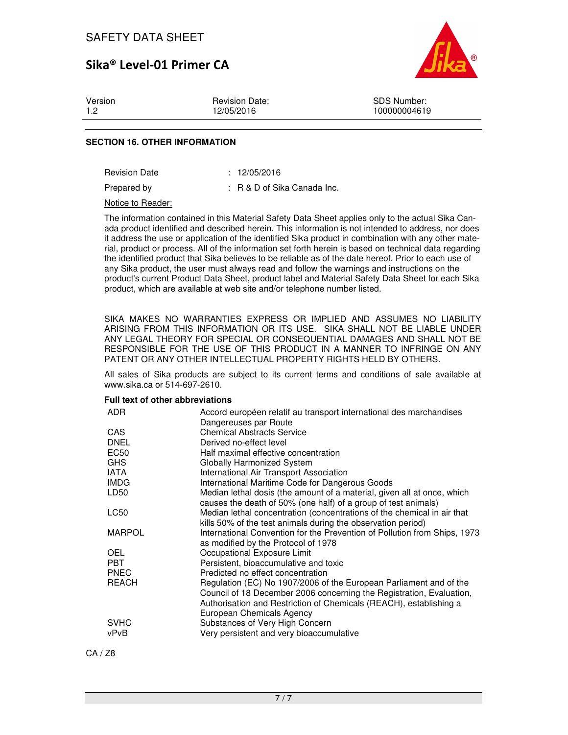## SECTION 16. OTHER INFORMATION

Revision Date : 12/05/2016

Prepared by : R & D of Sika Canada Inc.

Notice to Reader:

The information contained in this Material Safety Data Sheet applies only to the actual Sika Canada product identified and described herein. This information is not intended to address, nor does it address the use or application of the identified Sika product in combination with any other material, product or process. All of the information set forth herein is based on technical data regarding the identified product that Sika believes to be reliable as of the date hereof. Prior to each use of any Sika product, the user must always read and follow the warnings and instructions on the product's current Product Data Sheet, product label and Material Safety Data Sheet for each Sika product, which are available at web site and/or telephone number listed.

SIKA MAKES NO WARRANTIES EXPRESS OR IMPLIED AND ASSUMES NO LIABILITY ARISING FROM THIS INFORMATION OR ITS USE. SIKA SHALL NOT BE LIABLE UNDER ANY LEGAL THEORY FOR SPECIAL OR CONSEQUENTIAL DAMAGES AND SHALL NOT BE RESPONSIBLE FOR THE USE OF THIS PRODUCT IN A MANNER TO INFRINGE ON ANY PATENT OR ANY OTHER INTELLECTUAL PROPERTY RIGHTS HELD BY OTHERS.

All sales of Sika products are subject to its current terms and conditions of sale available at www.sika.ca or 514-697-2610.

**Full text of other abbreviations**

| | |
|---|---|
| ADR | Accord européen relatif au transport international des marchandises Dangereuses par Route |
| CAS | Chemical Abstracts Service |
| DNEL | Derived no-effect level |
| EC50 | Half maximal effective concentration |
| GHS | Globally Harmonized System |
| IATA | International Air Transport Association |
| IMDG | International Maritime Code for Dangerous Goods |
| LD50 | Median lethal dosis (the amount of a material, given all at once, which causes the death of 50% (one half) of a group of test animals) |
| LC50 | Median lethal concentration (concentrations of the chemical in air that kills 50% of the test animals during the observation period) |
| MARPOL | International Convention for the Prevention of Pollution from Ships, 1973 as modified by the Protocol of 1978 |
| OEL | Occupational Exposure Limit |
| PBT | Persistent, bioaccumulative and toxic |
| PNEC | Predicted no effect concentration |
| REACH | Regulation (EC) No 1907/2006 of the European Parliament and of the Council of 18 December 2006 concerning the Registration, Evaluation, Authorisation and Restriction of Chemicals (REACH), establishing a European Chemicals Agency |
| SVHC | Substances of Very High Concern |
| vPvB | Very persistent and very bioaccumulative |

CA / Z8